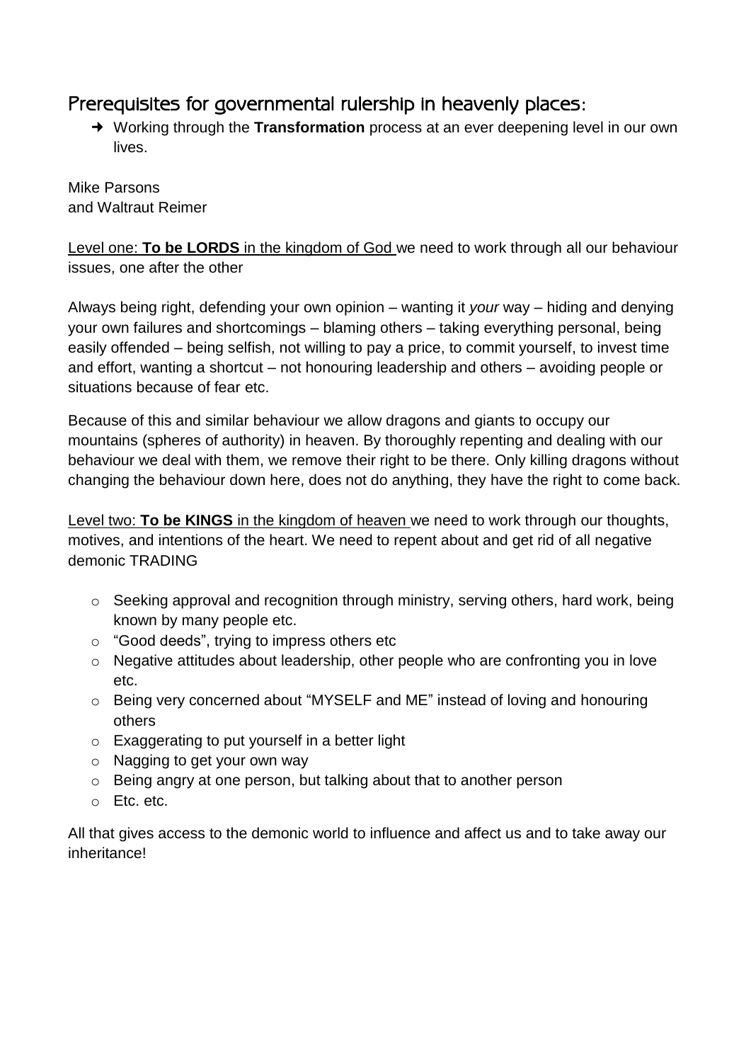## Prerequisites for governmental rulership in heavenly places:

→ Working through the **Transformation** process at an ever deepening level in our own lives.

Mike Parsons
and Waltraut Reimer

Level one: **To be LORDS** in the kingdom of God we need to work through all our behaviour issues, one after the other

Always being right, defending your own opinion – wanting it *your* way – hiding and denying your own failures and shortcomings – blaming others – taking everything personal, being easily offended – being selfish, not willing to pay a price, to commit yourself, to invest time and effort, wanting a shortcut – not honouring leadership and others – avoiding people or situations because of fear etc.

Because of this and similar behaviour we allow dragons and giants to occupy our mountains (spheres of authority) in heaven. By thoroughly repenting and dealing with our behaviour we deal with them, we remove their right to be there. Only killing dragons without changing the behaviour down here, does not do anything, they have the right to come back.

Level two: **To be KINGS** in the kingdom of heaven we need to work through our thoughts, motives, and intentions of the heart. We need to repent about and get rid of all negative demonic TRADING

- Seeking approval and recognition through ministry, serving others, hard work, being known by many people etc.
- "Good deeds", trying to impress others etc
- Negative attitudes about leadership, other people who are confronting you in love etc.
- Being very concerned about "MYSELF and ME" instead of loving and honouring others
- Exaggerating to put yourself in a better light
- Nagging to get your own way
- Being angry at one person, but talking about that to another person
- Etc. etc.

All that gives access to the demonic world to influence and affect us and to take away our inheritance!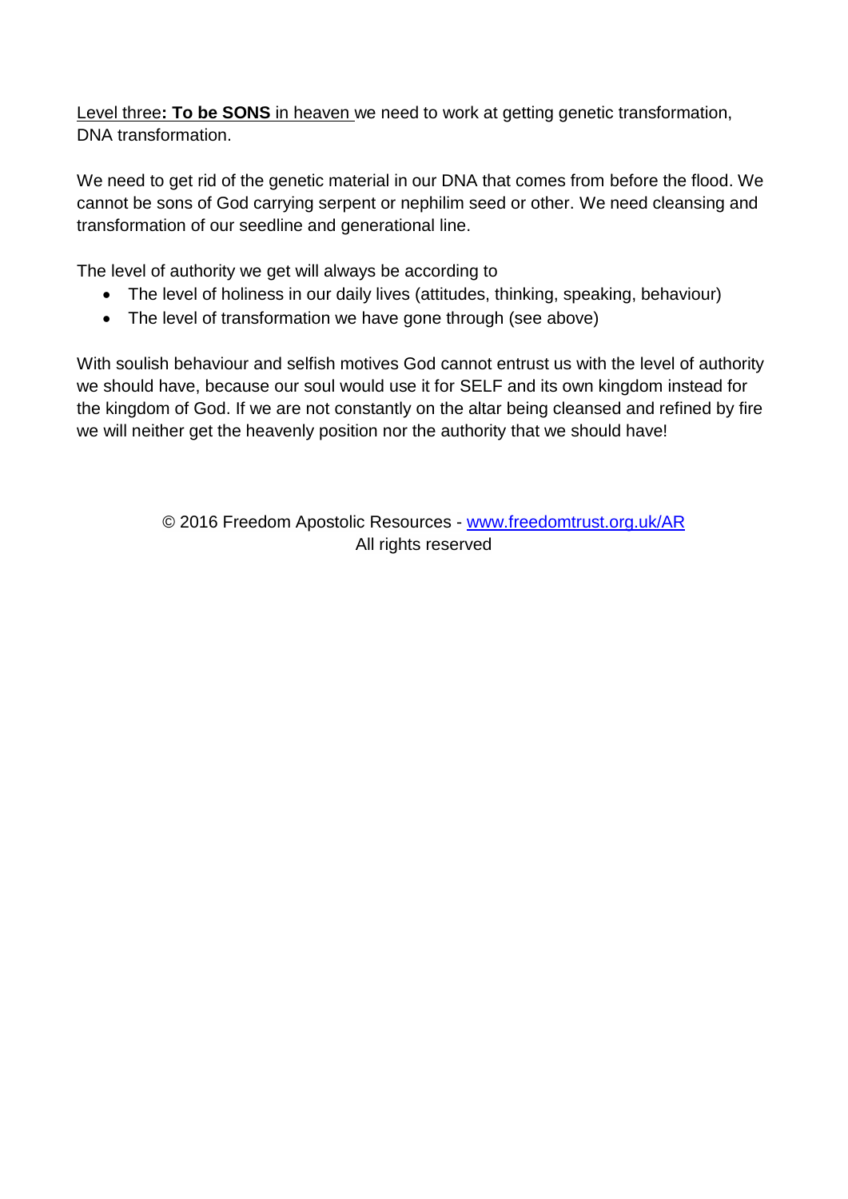Level three**: To be SONS** in heaven we need to work at getting genetic transformation, DNA transformation.

We need to get rid of the genetic material in our DNA that comes from before the flood. We cannot be sons of God carrying serpent or nephilim seed or other. We need cleansing and transformation of our seedline and generational line.

The level of authority we get will always be according to

- The level of holiness in our daily lives (attitudes, thinking, speaking, behaviour)
- The level of transformation we have gone through (see above)

With soulish behaviour and selfish motives God cannot entrust us with the level of authority we should have, because our soul would use it for SELF and its own kingdom instead for the kingdom of God. If we are not constantly on the altar being cleansed and refined by fire we will neither get the heavenly position nor the authority that we should have!

© 2016 Freedom Apostolic Resources - www.freedomtrust.org.uk/AR
All rights reserved